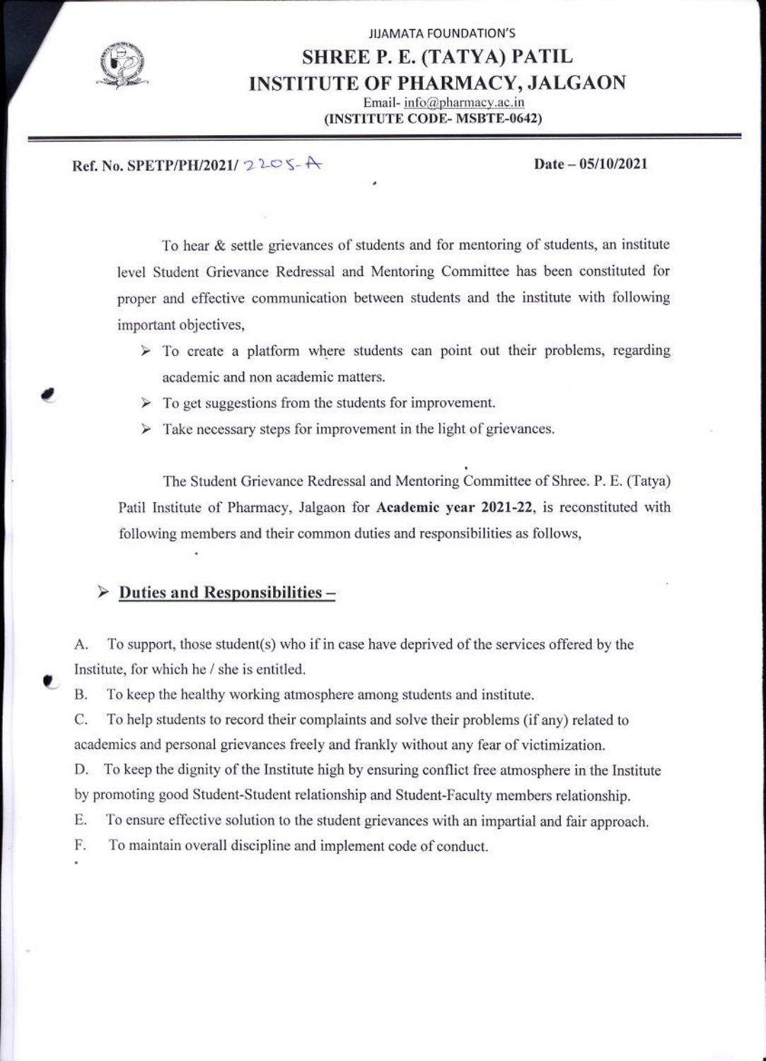JIJAMATA FOUNDATION'S

# SHREE P. E. (TATYA) PATIL INSTITUTE OF PHARMACY, JALGAON

Email- info@pharmacy.ac.in

**(INSTITUTE CODE- MSBTE-0642)**

---

**Ref. No. SPETP/PH/2021/ 2205-A** **Date – 05/10/2021**

To hear & settle grievances of students and for mentoring of students, an institute level Student Grievance Redressal and Mentoring Committee has been constituted for proper and effective communication between students and the institute with following important objectives,

- To create a platform where students can point out their problems, regarding academic and non academic matters.
- To get suggestions from the students for improvement.
- Take necessary steps for improvement in the light of grievances.

The Student Grievance Redressal and Mentoring Committee of Shree. P. E. (Tatya) Patil Institute of Pharmacy, Jalgaon for **Academic year 2021-22**, is reconstituted with following members and their common duties and responsibilities as follows,

## Duties and Responsibilities –

A. To support, those student(s) who if in case have deprived of the services offered by the Institute, for which he / she is entitled.

B. To keep the healthy working atmosphere among students and institute.

C. To help students to record their complaints and solve their problems (if any) related to academics and personal grievances freely and frankly without any fear of victimization.

D. To keep the dignity of the Institute high by ensuring conflict free atmosphere in the Institute by promoting good Student-Student relationship and Student-Faculty members relationship.

E. To ensure effective solution to the student grievances with an impartial and fair approach.

F. To maintain overall discipline and implement code of conduct.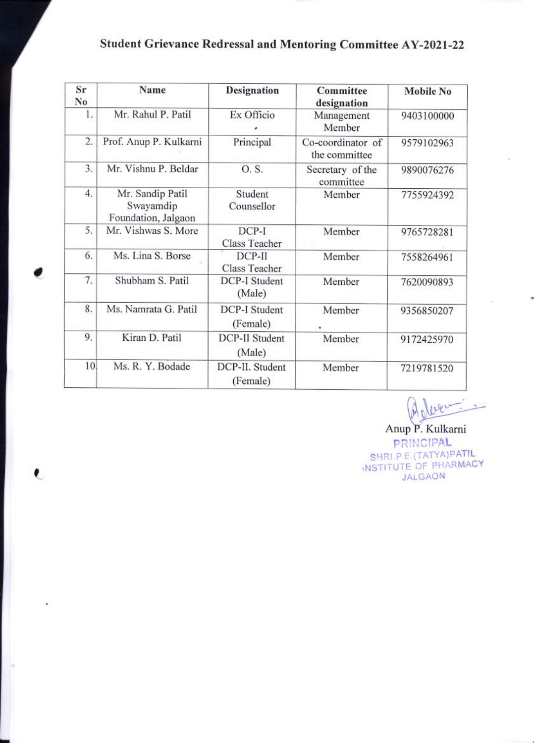# Student Grievance Redressal and Mentoring Committee AY-2021-22

| Sr No | Name | Designation | Committee designation | Mobile No |
|---|---|---|---|---|
| 1. | Mr. Rahul P. Patil | Ex Officio | Management Member | 9403100000 |
| 2. | Prof. Anup P. Kulkarni | Principal | Co-coordinator of the committee | 9579102963 |
| 3. | Mr. Vishnu P. Beldar | O. S. | Secretary of the committee | 9890076276 |
| 4. | Mr. Sandip Patil Swayamdip Foundation, Jalgaon | Student Counsellor | Member | 7755924392 |
| 5. | Mr. Vishwas S. More | DCP-I Class Teacher | Member | 9765728281 |
| 6. | Ms. Lina S. Borse | DCP-II Class Teacher | Member | 7558264961 |
| 7. | Shubham S. Patil | DCP-I Student (Male) | Member | 7620090893 |
| 8. | Ms. Namrata G. Patil | DCP-I Student (Female) | Member | 9356850207 |
| 9. | Kiran D. Patil | DCP-II Student (Male) | Member | 9172425970 |
| 10 | Ms. R. Y. Bodade | DCP-II. Student (Female) | Member | 7219781520 |

Anup P. Kulkarni
PRINCIPAL
SHRI.P.E.(TATYA)PATIL
INSTITUTE OF PHARMACY
JALGAON